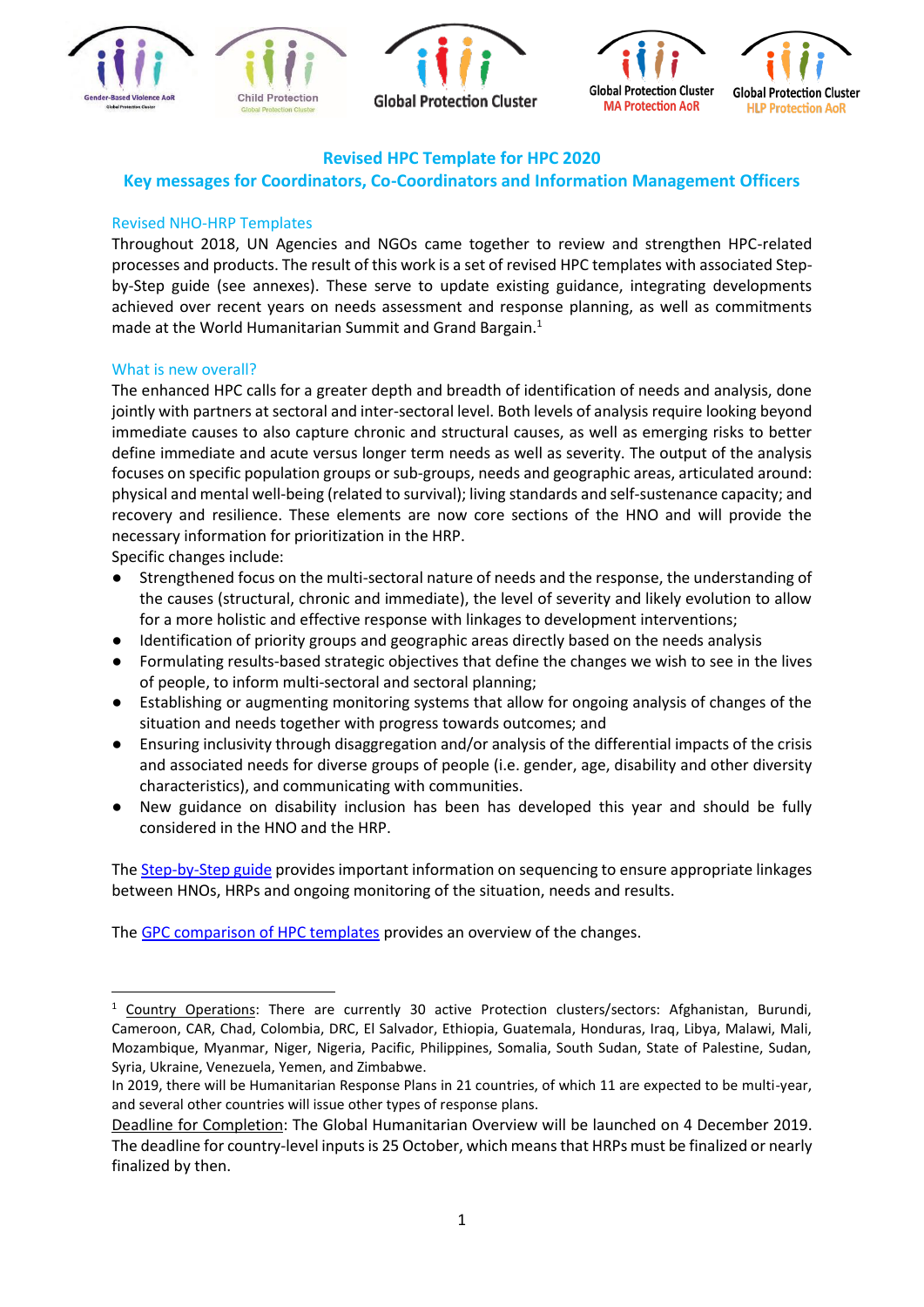Gender-Based Violence AoR | Child Protection | Global Protection Cluster | Global Protection Cluster MA Protection AoR | Global Protection Cluster HLP Protection AoR

# Revised HPC Template for HPC 2020

## Key messages for Coordinators, Co-Coordinators and Information Management Officers

### Revised NHO-HRP Templates

Throughout 2018, UN Agencies and NGOs came together to review and strengthen HPC-related processes and products. The result of this work is a set of revised HPC templates with associated Step-by-Step guide (see annexes). These serve to update existing guidance, integrating developments achieved over recent years on needs assessment and response planning, as well as commitments made at the World Humanitarian Summit and Grand Bargain.[1]

### What is new overall?

The enhanced HPC calls for a greater depth and breadth of identification of needs and analysis, done jointly with partners at sectoral and inter-sectoral level. Both levels of analysis require looking beyond immediate causes to also capture chronic and structural causes, as well as emerging risks to better define immediate and acute versus longer term needs as well as severity. The output of the analysis focuses on specific population groups or sub-groups, needs and geographic areas, articulated around: physical and mental well-being (related to survival); living standards and self-sustenance capacity; and recovery and resilience. These elements are now core sections of the HNO and will provide the necessary information for prioritization in the HRP.

Specific changes include:

- Strengthened focus on the multi-sectoral nature of needs and the response, the understanding of the causes (structural, chronic and immediate), the level of severity and likely evolution to allow for a more holistic and effective response with linkages to development interventions;
- Identification of priority groups and geographic areas directly based on the needs analysis
- Formulating results-based strategic objectives that define the changes we wish to see in the lives of people, to inform multi-sectoral and sectoral planning;
- Establishing or augmenting monitoring systems that allow for ongoing analysis of changes of the situation and needs together with progress towards outcomes; and
- Ensuring inclusivity through disaggregation and/or analysis of the differential impacts of the crisis and associated needs for diverse groups of people (i.e. gender, age, disability and other diversity characteristics), and communicating with communities.
- New guidance on disability inclusion has been has developed this year and should be fully considered in the HNO and the HRP.

The Step-by-Step guide provides important information on sequencing to ensure appropriate linkages between HNOs, HRPs and ongoing monitoring of the situation, needs and results.

The GPC comparison of HPC templates provides an overview of the changes.

---

[1] Country Operations: There are currently 30 active Protection clusters/sectors: Afghanistan, Burundi, Cameroon, CAR, Chad, Colombia, DRC, El Salvador, Ethiopia, Guatemala, Honduras, Iraq, Libya, Malawi, Mali, Mozambique, Myanmar, Niger, Nigeria, Pacific, Philippines, Somalia, South Sudan, State of Palestine, Sudan, Syria, Ukraine, Venezuela, Yemen, and Zimbabwe.

In 2019, there will be Humanitarian Response Plans in 21 countries, of which 11 are expected to be multi-year, and several other countries will issue other types of response plans.

Deadline for Completion: The Global Humanitarian Overview will be launched on 4 December 2019. The deadline for country-level inputs is 25 October, which means that HRPs must be finalized or nearly finalized by then.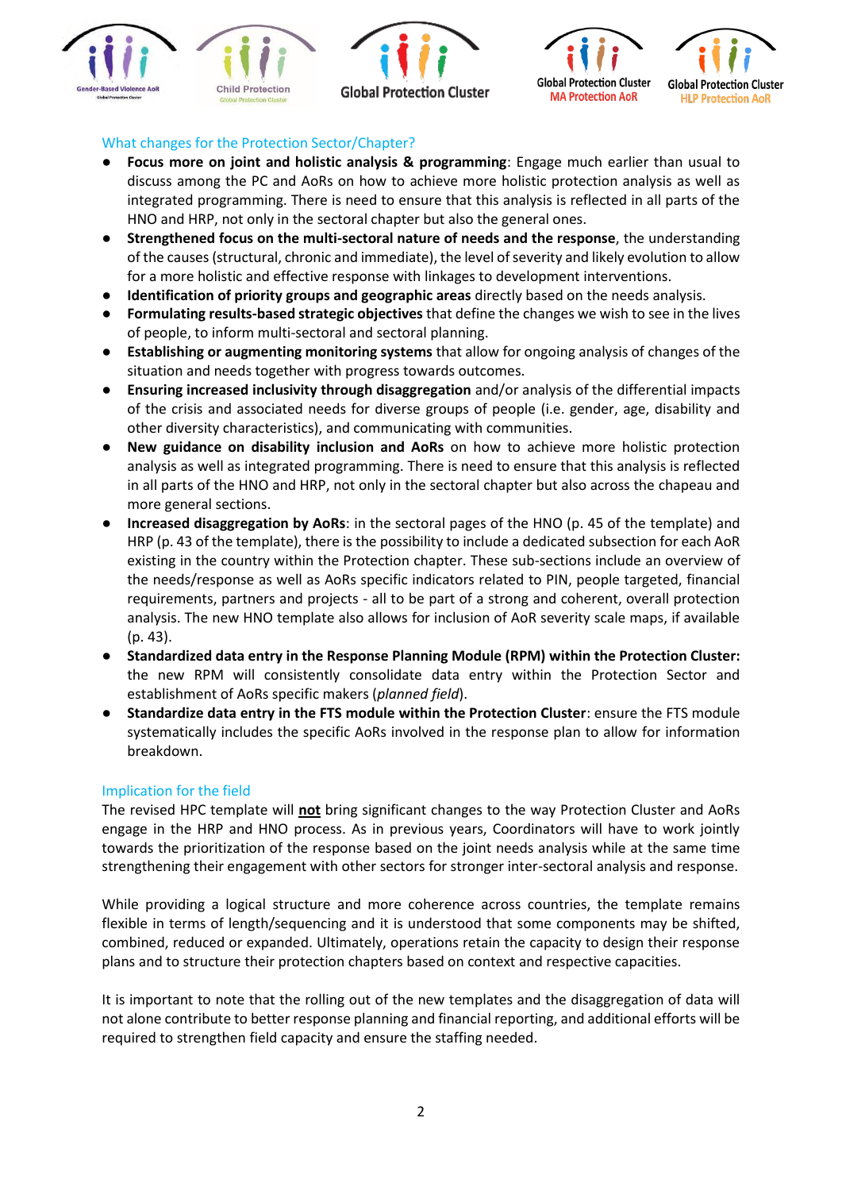## What changes for the Protection Sector/Chapter?

- **Focus more on joint and holistic analysis & programming**: Engage much earlier than usual to discuss among the PC and AoRs on how to achieve more holistic protection analysis as well as integrated programming. There is need to ensure that this analysis is reflected in all parts of the HNO and HRP, not only in the sectoral chapter but also the general ones.
- **Strengthened focus on the multi-sectoral nature of needs and the response**, the understanding of the causes (structural, chronic and immediate), the level of severity and likely evolution to allow for a more holistic and effective response with linkages to development interventions.
- **Identification of priority groups and geographic areas** directly based on the needs analysis.
- **Formulating results-based strategic objectives** that define the changes we wish to see in the lives of people, to inform multi-sectoral and sectoral planning.
- **Establishing or augmenting monitoring systems** that allow for ongoing analysis of changes of the situation and needs together with progress towards outcomes.
- **Ensuring increased inclusivity through disaggregation** and/or analysis of the differential impacts of the crisis and associated needs for diverse groups of people (i.e. gender, age, disability and other diversity characteristics), and communicating with communities.
- **New guidance on disability inclusion and AoRs** on how to achieve more holistic protection analysis as well as integrated programming. There is need to ensure that this analysis is reflected in all parts of the HNO and HRP, not only in the sectoral chapter but also across the chapeau and more general sections.
- **Increased disaggregation by AoRs**: in the sectoral pages of the HNO (p. 45 of the template) and HRP (p. 43 of the template), there is the possibility to include a dedicated subsection for each AoR existing in the country within the Protection chapter. These sub-sections include an overview of the needs/response as well as AoRs specific indicators related to PIN, people targeted, financial requirements, partners and projects - all to be part of a strong and coherent, overall protection analysis. The new HNO template also allows for inclusion of AoR severity scale maps, if available (p. 43).
- **Standardized data entry in the Response Planning Module (RPM) within the Protection Cluster:** the new RPM will consistently consolidate data entry within the Protection Sector and establishment of AoRs specific makers (*planned field*).
- **Standardize data entry in the FTS module within the Protection Cluster**: ensure the FTS module systematically includes the specific AoRs involved in the response plan to allow for information breakdown.

## Implication for the field

The revised HPC template will **not** bring significant changes to the way Protection Cluster and AoRs engage in the HRP and HNO process. As in previous years, Coordinators will have to work jointly towards the prioritization of the response based on the joint needs analysis while at the same time strengthening their engagement with other sectors for stronger inter-sectoral analysis and response.

While providing a logical structure and more coherence across countries, the template remains flexible in terms of length/sequencing and it is understood that some components may be shifted, combined, reduced or expanded. Ultimately, operations retain the capacity to design their response plans and to structure their protection chapters based on context and respective capacities.

It is important to note that the rolling out of the new templates and the disaggregation of data will not alone contribute to better response planning and financial reporting, and additional efforts will be required to strengthen field capacity and ensure the staffing needed.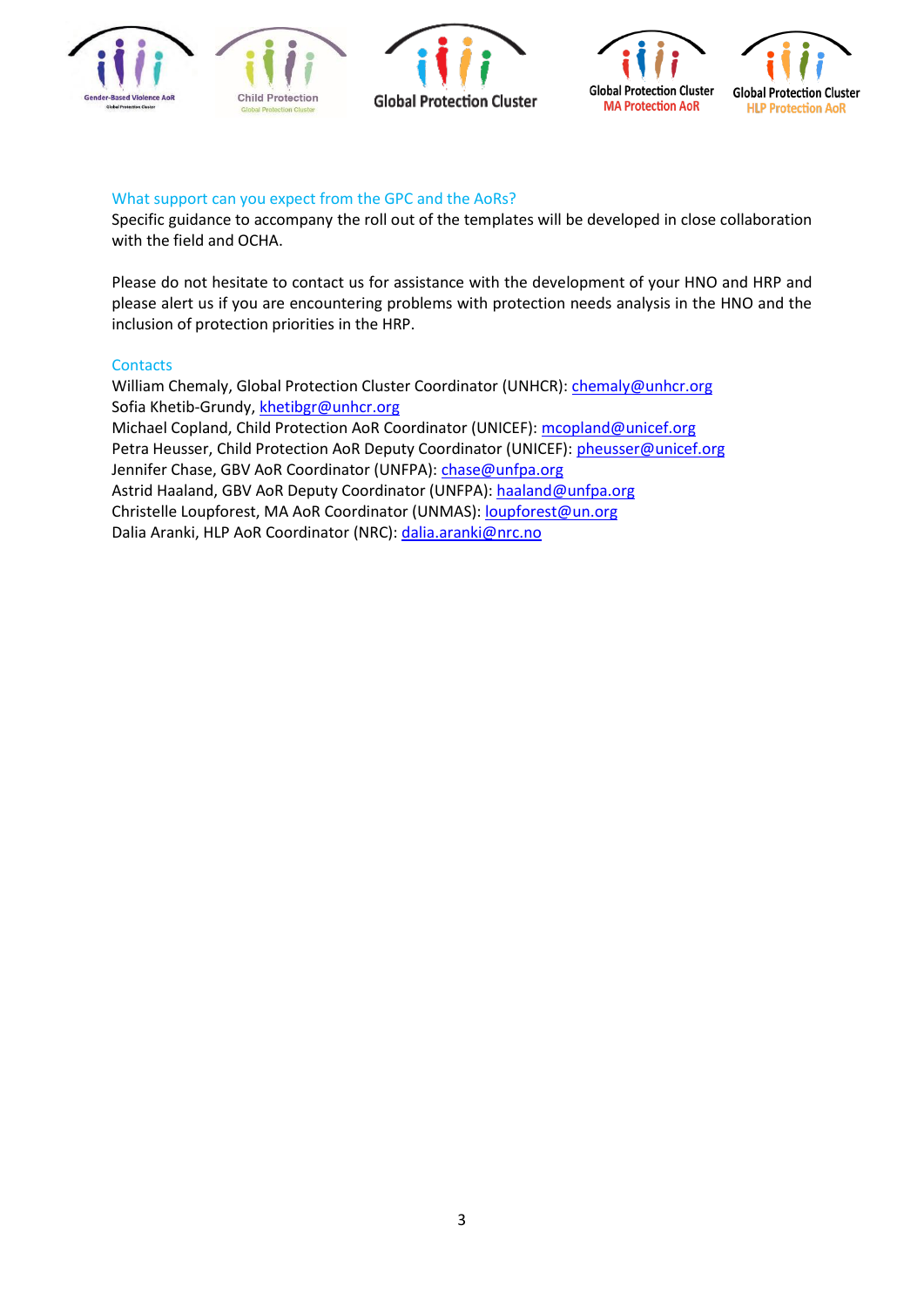## What support can you expect from the GPC and the AoRs?

Specific guidance to accompany the roll out of the templates will be developed in close collaboration with the field and OCHA.

Please do not hesitate to contact us for assistance with the development of your HNO and HRP and please alert us if you are encountering problems with protection needs analysis in the HNO and the inclusion of protection priorities in the HRP.

## Contacts

William Chemaly, Global Protection Cluster Coordinator (UNHCR): chemaly@unhcr.org
Sofia Khetib-Grundy, khetibgr@unhcr.org
Michael Copland, Child Protection AoR Coordinator (UNICEF): mcopland@unicef.org
Petra Heusser, Child Protection AoR Deputy Coordinator (UNICEF): pheusser@unicef.org
Jennifer Chase, GBV AoR Coordinator (UNFPA): chase@unfpa.org
Astrid Haaland, GBV AoR Deputy Coordinator (UNFPA): haaland@unfpa.org
Christelle Loupforest, MA AoR Coordinator (UNMAS): loupforest@un.org
Dalia Aranki, HLP AoR Coordinator (NRC): dalia.aranki@nrc.no